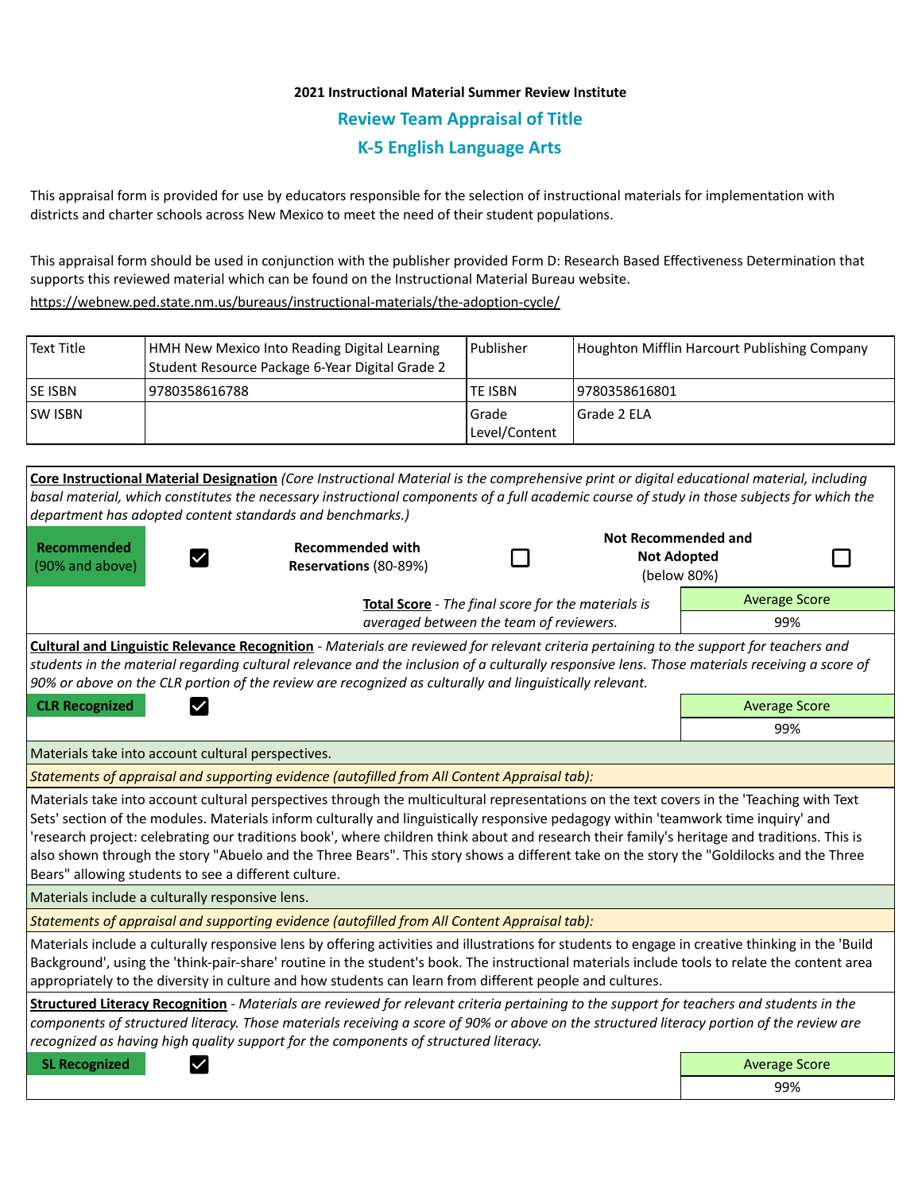**2021 Instructional Material Summer Review Institute**

## Review Team Appraisal of Title

## K-5 English Language Arts

This appraisal form is provided for use by educators responsible for the selection of instructional materials for implementation with districts and charter schools across New Mexico to meet the need of their student populations.

This appraisal form should be used in conjunction with the publisher provided Form D: Research Based Effectiveness Determination that supports this reviewed material which can be found on the Instructional Material Bureau website.

https://webnew.ped.state.nm.us/bureaus/instructional-materials/the-adoption-cycle/

| | | | |
|---|---|---|---|
| Text Title | HMH New Mexico Into Reading Digital Learning Student Resource Package 6-Year Digital Grade 2 | Publisher | Houghton Mifflin Harcourt Publishing Company |
| SE ISBN | 9780358616788 | TE ISBN | 9780358616801 |
| SW ISBN | | Grade Level/Content | Grade 2 ELA |

**Core Instructional Material Designation** *(Core Instructional Material is the comprehensive print or digital educational material, including basal material, which constitutes the necessary instructional components of a full academic course of study in those subjects for which the department has adopted content standards and benchmarks.)*

| | | | | | |
|---|---|---|---|---|---|
| **Recommended** (90% and above) | ☑ | **Recommended with Reservations** (80-89%) | ☐ | **Not Recommended and Not Adopted** (below 80%) | ☐ |

**Total Score** - *The final score for the materials is averaged between the team of reviewers.*

Average Score: 99%

**Cultural and Linguistic Relevance Recognition** - *Materials are reviewed for relevant criteria pertaining to the support for teachers and students in the material regarding cultural relevance and the inclusion of a culturally responsive lens. Those materials receiving a score of 90% or above on the CLR portion of the review are recognized as culturally and linguistically relevant.*

**CLR Recognized** ☑

Average Score: 99%

Materials take into account cultural perspectives.

*Statements of appraisal and supporting evidence (autofilled from All Content Appraisal tab):*

Materials take into account cultural perspectives through the multicultural representations on the text covers in the 'Teaching with Text Sets' section of the modules. Materials inform culturally and linguistically responsive pedagogy within 'teamwork time inquiry' and 'research project: celebrating our traditions book', where children think about and research their family's heritage and traditions. This is also shown through the story "Abuelo and the Three Bears". This story shows a different take on the story the "Goldilocks and the Three Bears" allowing students to see a different culture.

Materials include a culturally responsive lens.

*Statements of appraisal and supporting evidence (autofilled from All Content Appraisal tab):*

Materials include a culturally responsive lens by offering activities and illustrations for students to engage in creative thinking in the 'Build Background', using the 'think-pair-share' routine in the student's book. The instructional materials include tools to relate the content area appropriately to the diversity in culture and how students can learn from different people and cultures.

**Structured Literacy Recognition** - *Materials are reviewed for relevant criteria pertaining to the support for teachers and students in the components of structured literacy. Those materials receiving a score of 90% or above on the structured literacy portion of the review are recognized as having high quality support for the components of structured literacy.*

**SL Recognized** ☑

Average Score: 99%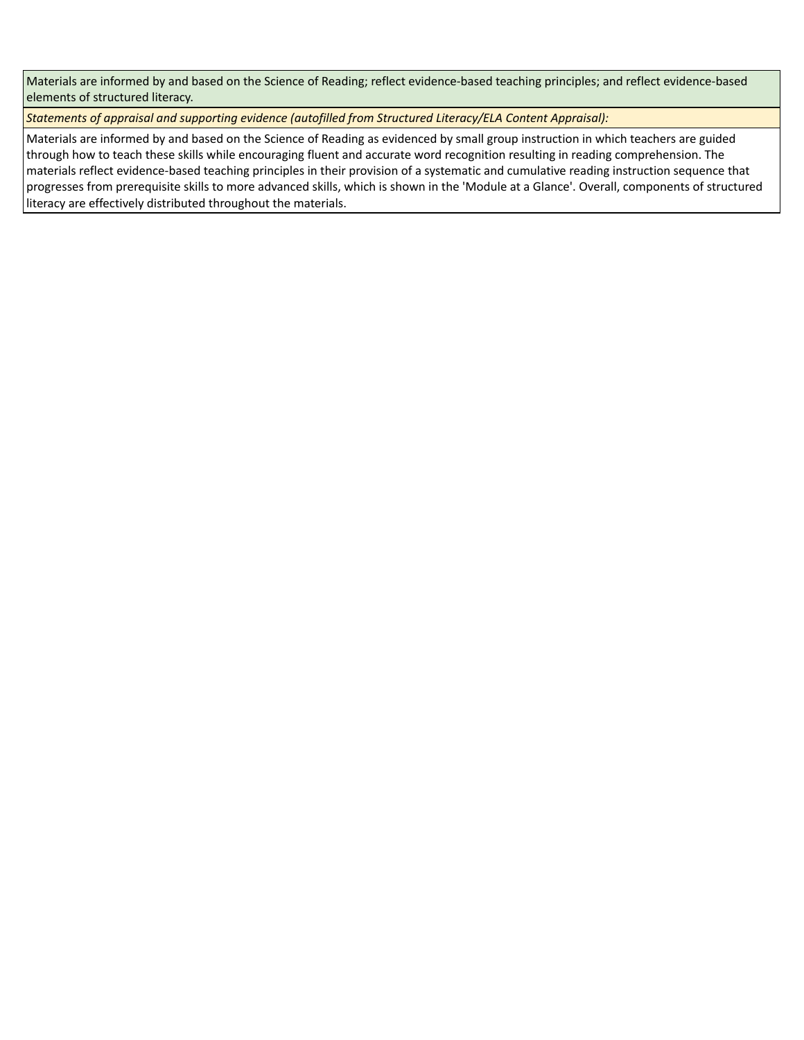| |
|---|
| Materials are informed by and based on the Science of Reading; reflect evidence-based teaching principles; and reflect evidence-based elements of structured literacy. |
| *Statements of appraisal and supporting evidence (autofilled from Structured Literacy/ELA Content Appraisal):* |
| Materials are informed by and based on the Science of Reading as evidenced by small group instruction in which teachers are guided through how to teach these skills while encouraging fluent and accurate word recognition resulting in reading comprehension. The materials reflect evidence-based teaching principles in their provision of a systematic and cumulative reading instruction sequence that progresses from prerequisite skills to more advanced skills, which is shown in the 'Module at a Glance'. Overall, components of structured literacy are effectively distributed throughout the materials. |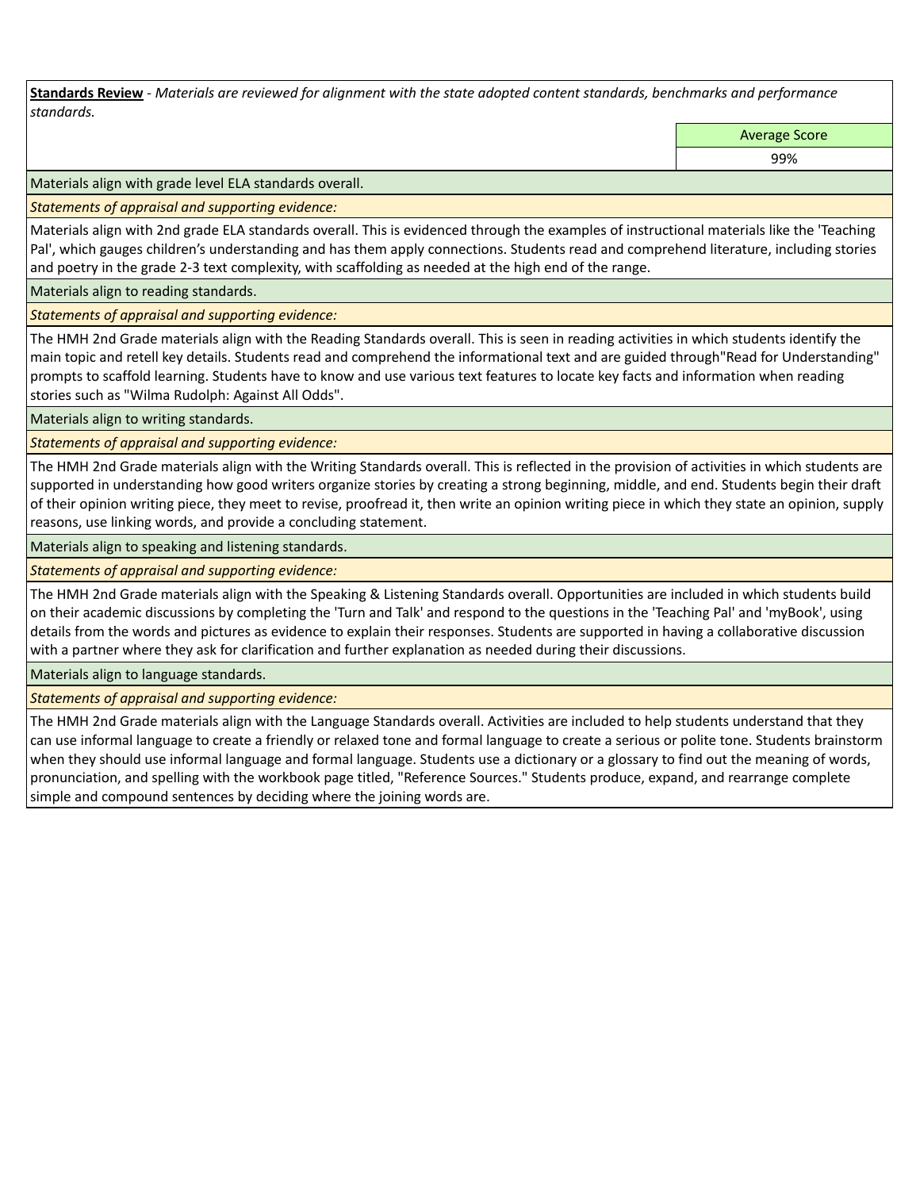**Standards Review** - *Materials are reviewed for alignment with the state adopted content standards, benchmarks and performance standards.*

| | Average Score |
|---|---|
| | 99% |

Materials align with grade level ELA standards overall.

*Statements of appraisal and supporting evidence:*

Materials align with 2nd grade ELA standards overall. This is evidenced through the examples of instructional materials like the 'Teaching Pal', which gauges children's understanding and has them apply connections. Students read and comprehend literature, including stories and poetry in the grade 2-3 text complexity, with scaffolding as needed at the high end of the range.

Materials align to reading standards.

*Statements of appraisal and supporting evidence:*

The HMH 2nd Grade materials align with the Reading Standards overall. This is seen in reading activities in which students identify the main topic and retell key details. Students read and comprehend the informational text and are guided through"Read for Understanding" prompts to scaffold learning. Students have to know and use various text features to locate key facts and information when reading stories such as "Wilma Rudolph: Against All Odds".

Materials align to writing standards.

*Statements of appraisal and supporting evidence:*

The HMH 2nd Grade materials align with the Writing Standards overall. This is reflected in the provision of activities in which students are supported in understanding how good writers organize stories by creating a strong beginning, middle, and end. Students begin their draft of their opinion writing piece, they meet to revise, proofread it, then write an opinion writing piece in which they state an opinion, supply reasons, use linking words, and provide a concluding statement.

Materials align to speaking and listening standards.

*Statements of appraisal and supporting evidence:*

The HMH 2nd Grade materials align with the Speaking & Listening Standards overall. Opportunities are included in which students build on their academic discussions by completing the 'Turn and Talk' and respond to the questions in the 'Teaching Pal' and 'myBook', using details from the words and pictures as evidence to explain their responses. Students are supported in having a collaborative discussion with a partner where they ask for clarification and further explanation as needed during their discussions.

Materials align to language standards.

*Statements of appraisal and supporting evidence:*

The HMH 2nd Grade materials align with the Language Standards overall. Activities are included to help students understand that they can use informal language to create a friendly or relaxed tone and formal language to create a serious or polite tone. Students brainstorm when they should use informal language and formal language. Students use a dictionary or a glossary to find out the meaning of words, pronunciation, and spelling with the workbook page titled, "Reference Sources." Students produce, expand, and rearrange complete simple and compound sentences by deciding where the joining words are.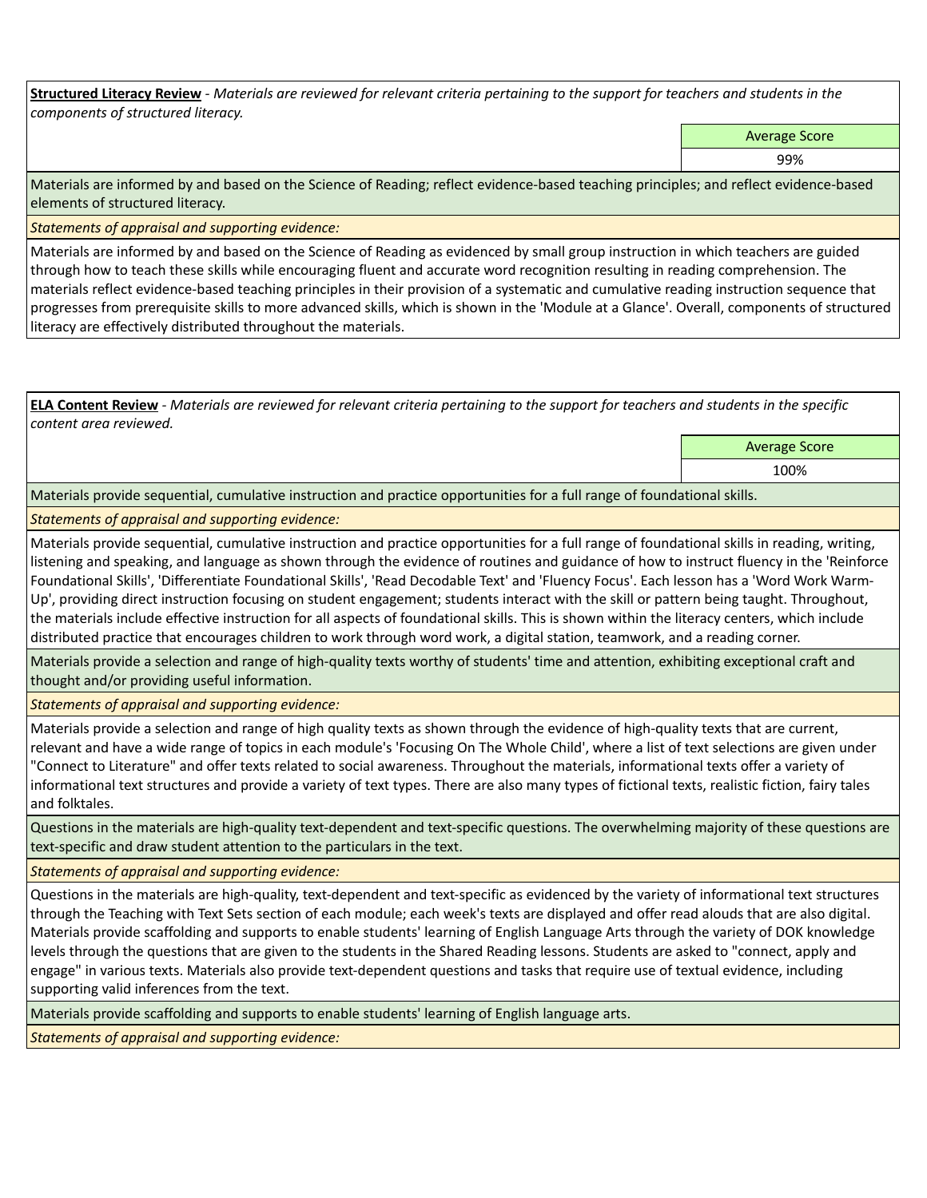**Structured Literacy Review** - *Materials are reviewed for relevant criteria pertaining to the support for teachers and students in the components of structured literacy.*

| | Average Score |
|---|---|
| | 99% |

Materials are informed by and based on the Science of Reading; reflect evidence-based teaching principles; and reflect evidence-based elements of structured literacy.

*Statements of appraisal and supporting evidence:*

Materials are informed by and based on the Science of Reading as evidenced by small group instruction in which teachers are guided through how to teach these skills while encouraging fluent and accurate word recognition resulting in reading comprehension. The materials reflect evidence-based teaching principles in their provision of a systematic and cumulative reading instruction sequence that progresses from prerequisite skills to more advanced skills, which is shown in the 'Module at a Glance'. Overall, components of structured literacy are effectively distributed throughout the materials.

**ELA Content Review** - *Materials are reviewed for relevant criteria pertaining to the support for teachers and students in the specific content area reviewed.*

| | Average Score |
|---|---|
| | 100% |

Materials provide sequential, cumulative instruction and practice opportunities for a full range of foundational skills.

*Statements of appraisal and supporting evidence:*

Materials provide sequential, cumulative instruction and practice opportunities for a full range of foundational skills in reading, writing, listening and speaking, and language as shown through the evidence of routines and guidance of how to instruct fluency in the 'Reinforce Foundational Skills', 'Differentiate Foundational Skills', 'Read Decodable Text' and 'Fluency Focus'. Each lesson has a 'Word Work Warm-Up', providing direct instruction focusing on student engagement; students interact with the skill or pattern being taught. Throughout, the materials include effective instruction for all aspects of foundational skills. This is shown within the literacy centers, which include distributed practice that encourages children to work through word work, a digital station, teamwork, and a reading corner.

Materials provide a selection and range of high-quality texts worthy of students' time and attention, exhibiting exceptional craft and thought and/or providing useful information.

*Statements of appraisal and supporting evidence:*

Materials provide a selection and range of high quality texts as shown through the evidence of high-quality texts that are current, relevant and have a wide range of topics in each module's 'Focusing On The Whole Child', where a list of text selections are given under "Connect to Literature" and offer texts related to social awareness. Throughout the materials, informational texts offer a variety of informational text structures and provide a variety of text types. There are also many types of fictional texts, realistic fiction, fairy tales and folktales.

Questions in the materials are high-quality text-dependent and text-specific questions. The overwhelming majority of these questions are text-specific and draw student attention to the particulars in the text.

*Statements of appraisal and supporting evidence:*

Questions in the materials are high-quality, text-dependent and text-specific as evidenced by the variety of informational text structures through the Teaching with Text Sets section of each module; each week's texts are displayed and offer read alouds that are also digital. Materials provide scaffolding and supports to enable students' learning of English Language Arts through the variety of DOK knowledge levels through the questions that are given to the students in the Shared Reading lessons. Students are asked to "connect, apply and engage" in various texts. Materials also provide text-dependent questions and tasks that require use of textual evidence, including supporting valid inferences from the text.

Materials provide scaffolding and supports to enable students' learning of English language arts.

*Statements of appraisal and supporting evidence:*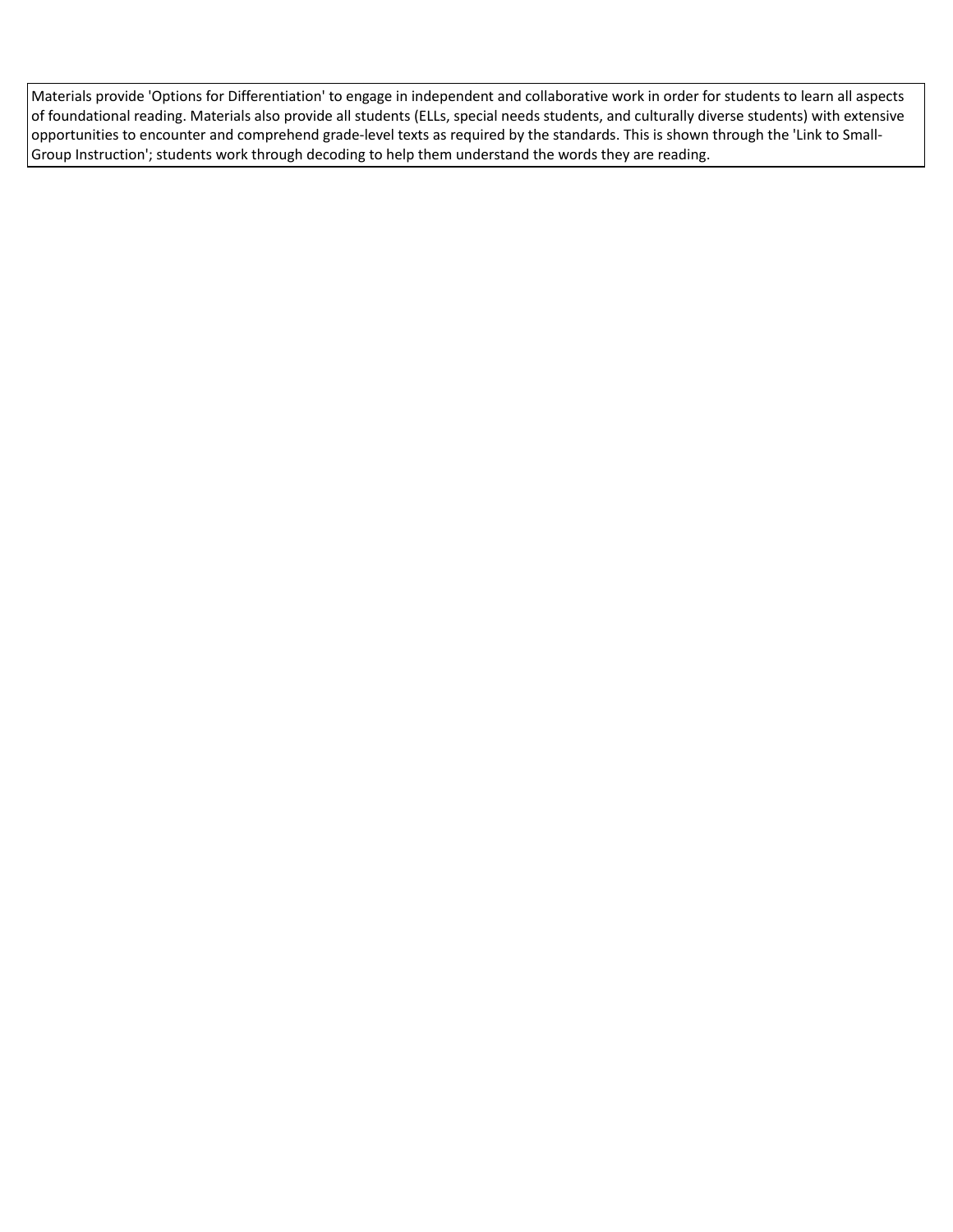Materials provide 'Options for Differentiation' to engage in independent and collaborative work in order for students to learn all aspects of foundational reading. Materials also provide all students (ELLs, special needs students, and culturally diverse students) with extensive opportunities to encounter and comprehend grade-level texts as required by the standards. This is shown through the 'Link to Small-Group Instruction'; students work through decoding to help them understand the words they are reading.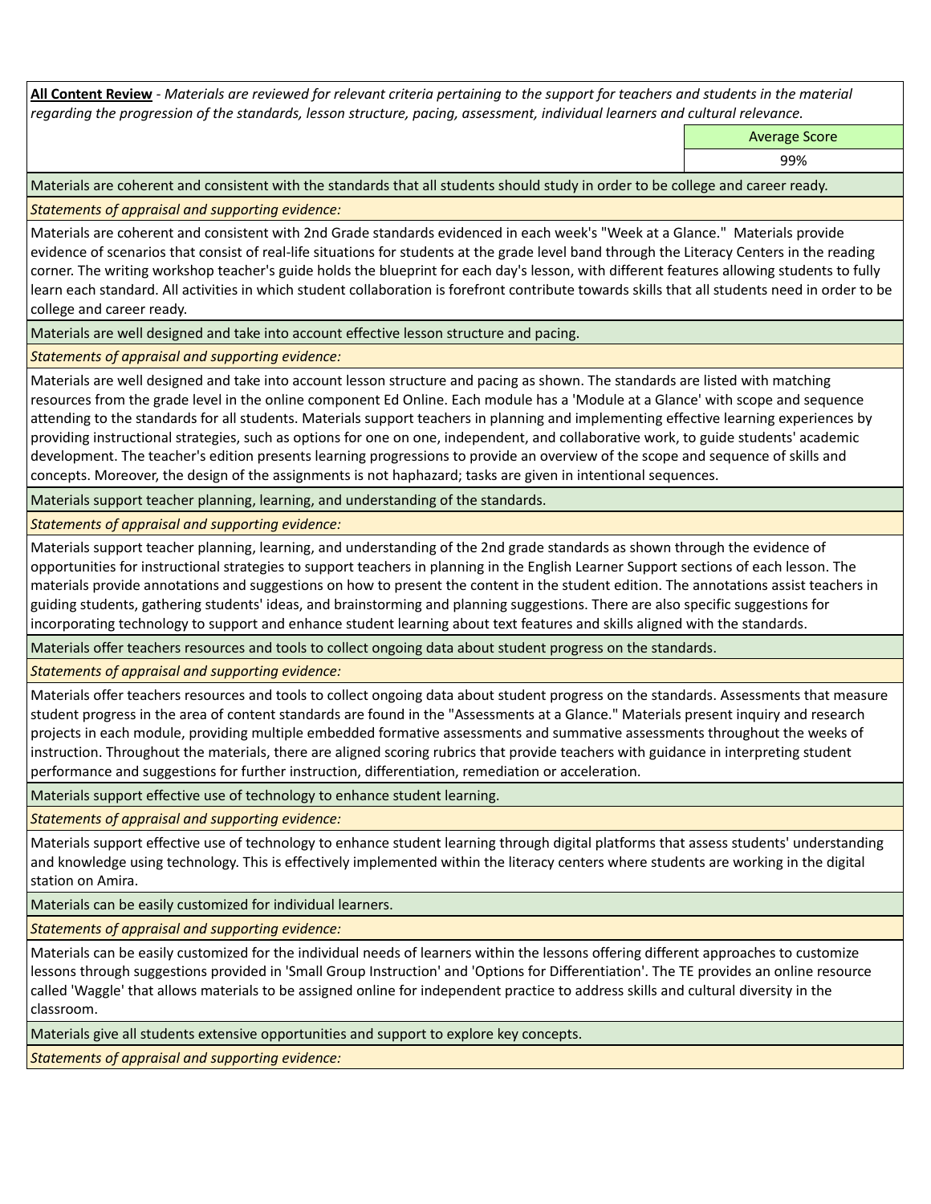**All Content Review** - *Materials are reviewed for relevant criteria pertaining to the support for teachers and students in the material regarding the progression of the standards, lesson structure, pacing, assessment, individual learners and cultural relevance.*

| | Average Score |
|---|---|
| | 99% |

Materials are coherent and consistent with the standards that all students should study in order to be college and career ready.

*Statements of appraisal and supporting evidence:*

Materials are coherent and consistent with 2nd Grade standards evidenced in each week's "Week at a Glance." Materials provide evidence of scenarios that consist of real-life situations for students at the grade level band through the Literacy Centers in the reading corner. The writing workshop teacher's guide holds the blueprint for each day's lesson, with different features allowing students to fully learn each standard. All activities in which student collaboration is forefront contribute towards skills that all students need in order to be college and career ready.

Materials are well designed and take into account effective lesson structure and pacing.

*Statements of appraisal and supporting evidence:*

Materials are well designed and take into account lesson structure and pacing as shown. The standards are listed with matching resources from the grade level in the online component Ed Online. Each module has a 'Module at a Glance' with scope and sequence attending to the standards for all students. Materials support teachers in planning and implementing effective learning experiences by providing instructional strategies, such as options for one on one, independent, and collaborative work, to guide students' academic development. The teacher's edition presents learning progressions to provide an overview of the scope and sequence of skills and concepts. Moreover, the design of the assignments is not haphazard; tasks are given in intentional sequences.

Materials support teacher planning, learning, and understanding of the standards.

*Statements of appraisal and supporting evidence:*

Materials support teacher planning, learning, and understanding of the 2nd grade standards as shown through the evidence of opportunities for instructional strategies to support teachers in planning in the English Learner Support sections of each lesson. The materials provide annotations and suggestions on how to present the content in the student edition. The annotations assist teachers in guiding students, gathering students' ideas, and brainstorming and planning suggestions. There are also specific suggestions for incorporating technology to support and enhance student learning about text features and skills aligned with the standards.

Materials offer teachers resources and tools to collect ongoing data about student progress on the standards.

*Statements of appraisal and supporting evidence:*

Materials offer teachers resources and tools to collect ongoing data about student progress on the standards. Assessments that measure student progress in the area of content standards are found in the "Assessments at a Glance." Materials present inquiry and research projects in each module, providing multiple embedded formative assessments and summative assessments throughout the weeks of instruction. Throughout the materials, there are aligned scoring rubrics that provide teachers with guidance in interpreting student performance and suggestions for further instruction, differentiation, remediation or acceleration.

Materials support effective use of technology to enhance student learning.

*Statements of appraisal and supporting evidence:*

Materials support effective use of technology to enhance student learning through digital platforms that assess students' understanding and knowledge using technology. This is effectively implemented within the literacy centers where students are working in the digital station on Amira.

Materials can be easily customized for individual learners.

*Statements of appraisal and supporting evidence:*

Materials can be easily customized for the individual needs of learners within the lessons offering different approaches to customize lessons through suggestions provided in 'Small Group Instruction' and 'Options for Differentiation'. The TE provides an online resource called 'Waggle' that allows materials to be assigned online for independent practice to address skills and cultural diversity in the classroom.

Materials give all students extensive opportunities and support to explore key concepts.

*Statements of appraisal and supporting evidence:*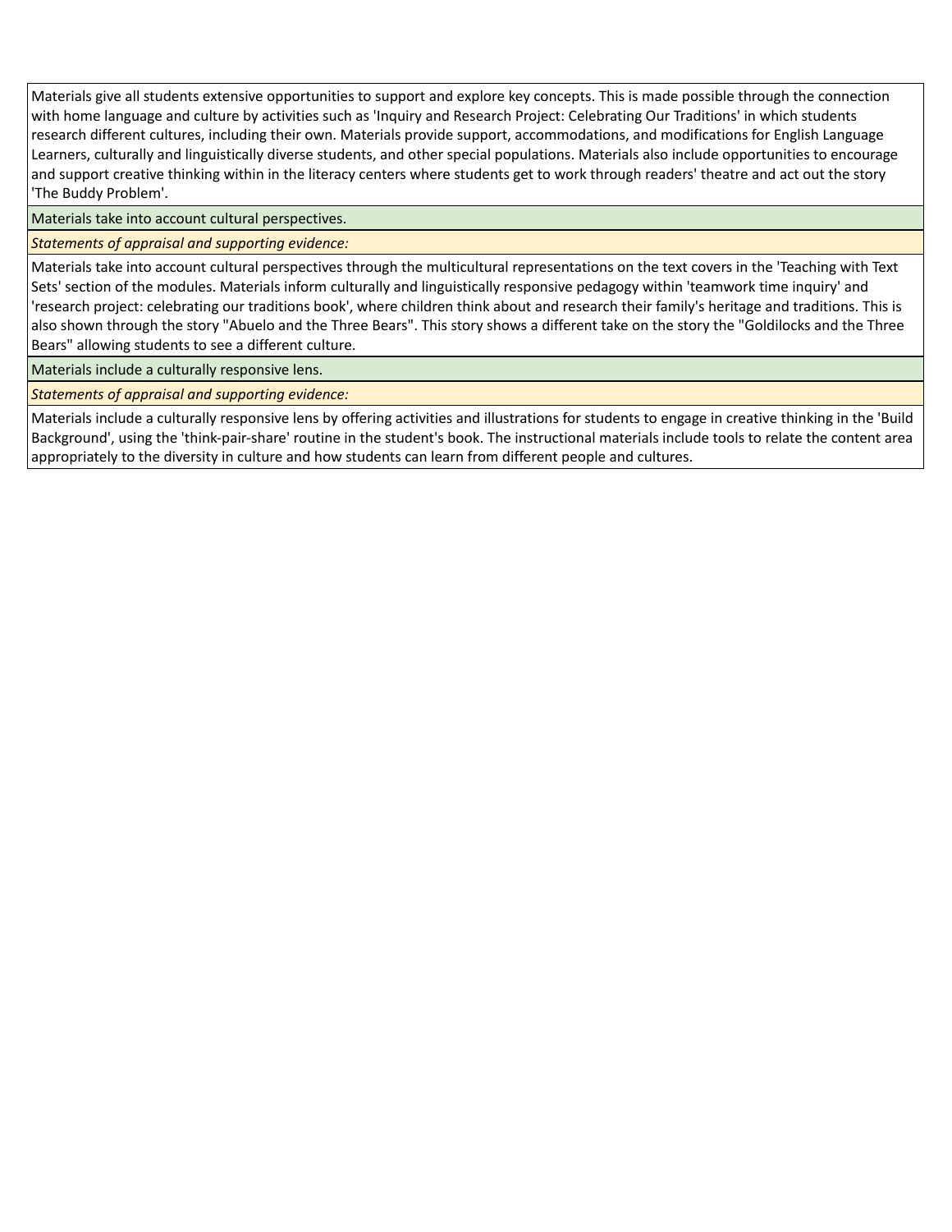Materials give all students extensive opportunities to support and explore key concepts. This is made possible through the connection with home language and culture by activities such as 'Inquiry and Research Project: Celebrating Our Traditions' in which students research different cultures, including their own. Materials provide support, accommodations, and modifications for English Language Learners, culturally and linguistically diverse students, and other special populations. Materials also include opportunities to encourage and support creative thinking within in the literacy centers where students get to work through readers' theatre and act out the story 'The Buddy Problem'.

Materials take into account cultural perspectives.

*Statements of appraisal and supporting evidence:*

Materials take into account cultural perspectives through the multicultural representations on the text covers in the 'Teaching with Text Sets' section of the modules. Materials inform culturally and linguistically responsive pedagogy within 'teamwork time inquiry' and 'research project: celebrating our traditions book', where children think about and research their family's heritage and traditions. This is also shown through the story "Abuelo and the Three Bears". This story shows a different take on the story the "Goldilocks and the Three Bears" allowing students to see a different culture.

Materials include a culturally responsive lens.

*Statements of appraisal and supporting evidence:*

Materials include a culturally responsive lens by offering activities and illustrations for students to engage in creative thinking in the 'Build Background', using the 'think-pair-share' routine in the student's book. The instructional materials include tools to relate the content area appropriately to the diversity in culture and how students can learn from different people and cultures.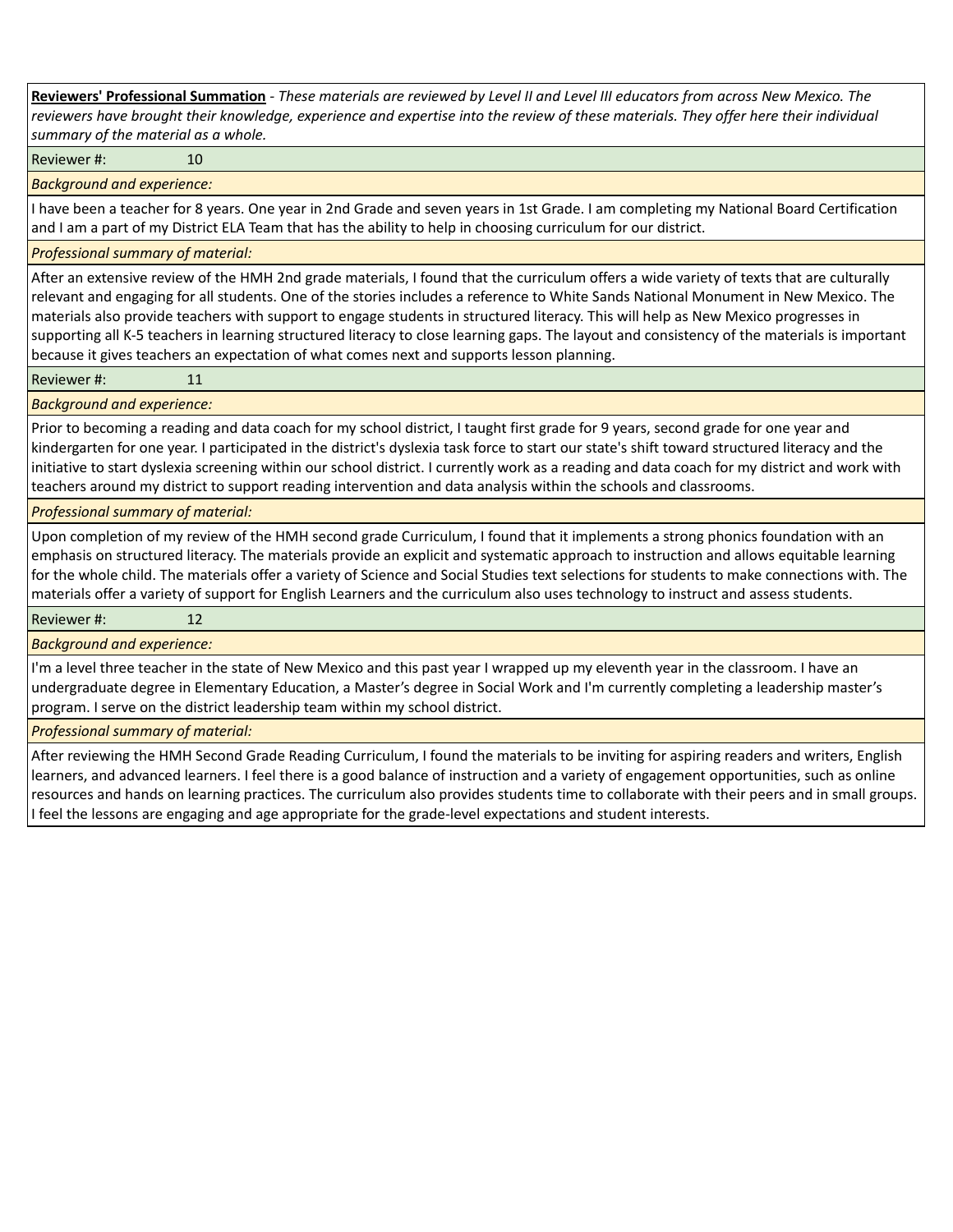**Reviewers' Professional Summation** - *These materials are reviewed by Level II and Level III educators from across New Mexico. The reviewers have brought their knowledge, experience and expertise into the review of these materials. They offer here their individual summary of the material as a whole.*

Reviewer #: 10

*Background and experience:*

I have been a teacher for 8 years. One year in 2nd Grade and seven years in 1st Grade. I am completing my National Board Certification and I am a part of my District ELA Team that has the ability to help in choosing curriculum for our district.

*Professional summary of material:*

After an extensive review of the HMH 2nd grade materials, I found that the curriculum offers a wide variety of texts that are culturally relevant and engaging for all students. One of the stories includes a reference to White Sands National Monument in New Mexico. The materials also provide teachers with support to engage students in structured literacy. This will help as New Mexico progresses in supporting all K-5 teachers in learning structured literacy to close learning gaps. The layout and consistency of the materials is important because it gives teachers an expectation of what comes next and supports lesson planning.

Reviewer #: 11

*Background and experience:*

Prior to becoming a reading and data coach for my school district, I taught first grade for 9 years, second grade for one year and kindergarten for one year. I participated in the district's dyslexia task force to start our state's shift toward structured literacy and the initiative to start dyslexia screening within our school district. I currently work as a reading and data coach for my district and work with teachers around my district to support reading intervention and data analysis within the schools and classrooms.

*Professional summary of material:*

Upon completion of my review of the HMH second grade Curriculum, I found that it implements a strong phonics foundation with an emphasis on structured literacy. The materials provide an explicit and systematic approach to instruction and allows equitable learning for the whole child. The materials offer a variety of Science and Social Studies text selections for students to make connections with. The materials offer a variety of support for English Learners and the curriculum also uses technology to instruct and assess students.

Reviewer #: 12

*Background and experience:*

I'm a level three teacher in the state of New Mexico and this past year I wrapped up my eleventh year in the classroom. I have an undergraduate degree in Elementary Education, a Master's degree in Social Work and I'm currently completing a leadership master's program. I serve on the district leadership team within my school district.

*Professional summary of material:*

After reviewing the HMH Second Grade Reading Curriculum, I found the materials to be inviting for aspiring readers and writers, English learners, and advanced learners. I feel there is a good balance of instruction and a variety of engagement opportunities, such as online resources and hands on learning practices. The curriculum also provides students time to collaborate with their peers and in small groups. I feel the lessons are engaging and age appropriate for the grade-level expectations and student interests.